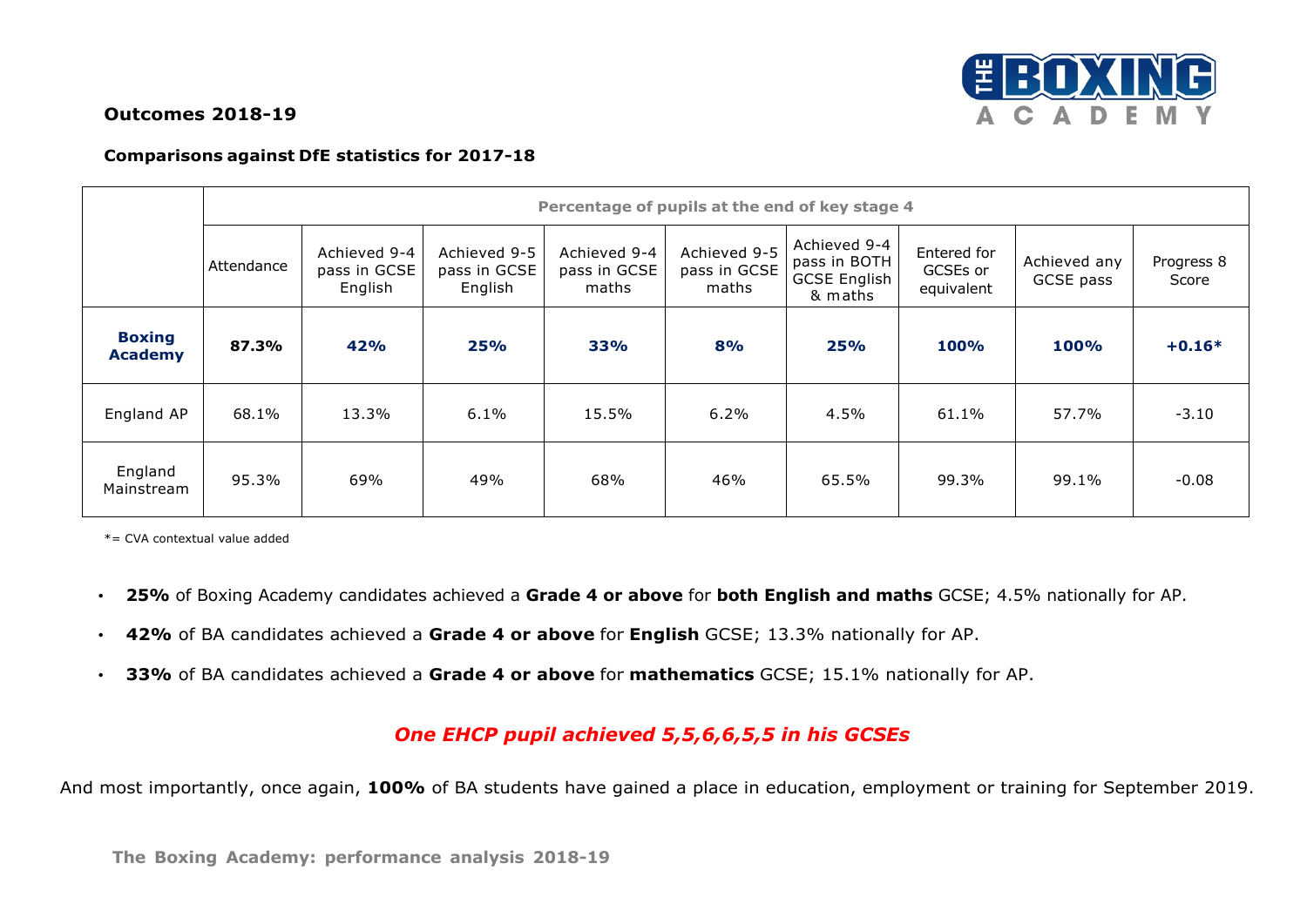**Outcomes 2018-19**

**Comparisons against DfE statistics for 2017-18**

| | Percentage of pupils at the end of key stage 4 | | | | | | | | |
|---|---|---|---|---|---|---|---|---|---|
| | Attendance | Achieved 9-4 pass in GCSE English | Achieved 9-5 pass in GCSE English | Achieved 9-4 pass in GCSE maths | Achieved 9-5 pass in GCSE maths | Achieved 9-4 pass in BOTH GCSE English & maths | Entered for GCSEs or equivalent | Achieved any GCSE pass | Progress 8 Score |
| **Boxing Academy** | **87.3%** | **42%** | **25%** | **33%** | **8%** | **25%** | **100%** | **100%** | **+0.16*** |
| England AP | 68.1% | 13.3% | 6.1% | 15.5% | 6.2% | 4.5% | 61.1% | 57.7% | -3.10 |
| England Mainstream | 95.3% | 69% | 49% | 68% | 46% | 65.5% | 99.3% | 99.1% | -0.08 |

*= CVA contextual value added

- **25%** of Boxing Academy candidates achieved a **Grade 4 or above** for **both English and maths** GCSE; 4.5% nationally for AP.
- **42%** of BA candidates achieved a **Grade 4 or above** for **English** GCSE; 13.3% nationally for AP.
- **33%** of BA candidates achieved a **Grade 4 or above** for **mathematics** GCSE; 15.1% nationally for AP.

***One EHCP pupil achieved 5,5,6,6,5,5 in his GCSEs***

And most importantly, once again, **100%** of BA students have gained a place in education, employment or training for September 2019.

**The Boxing Academy: performance analysis 2018-19**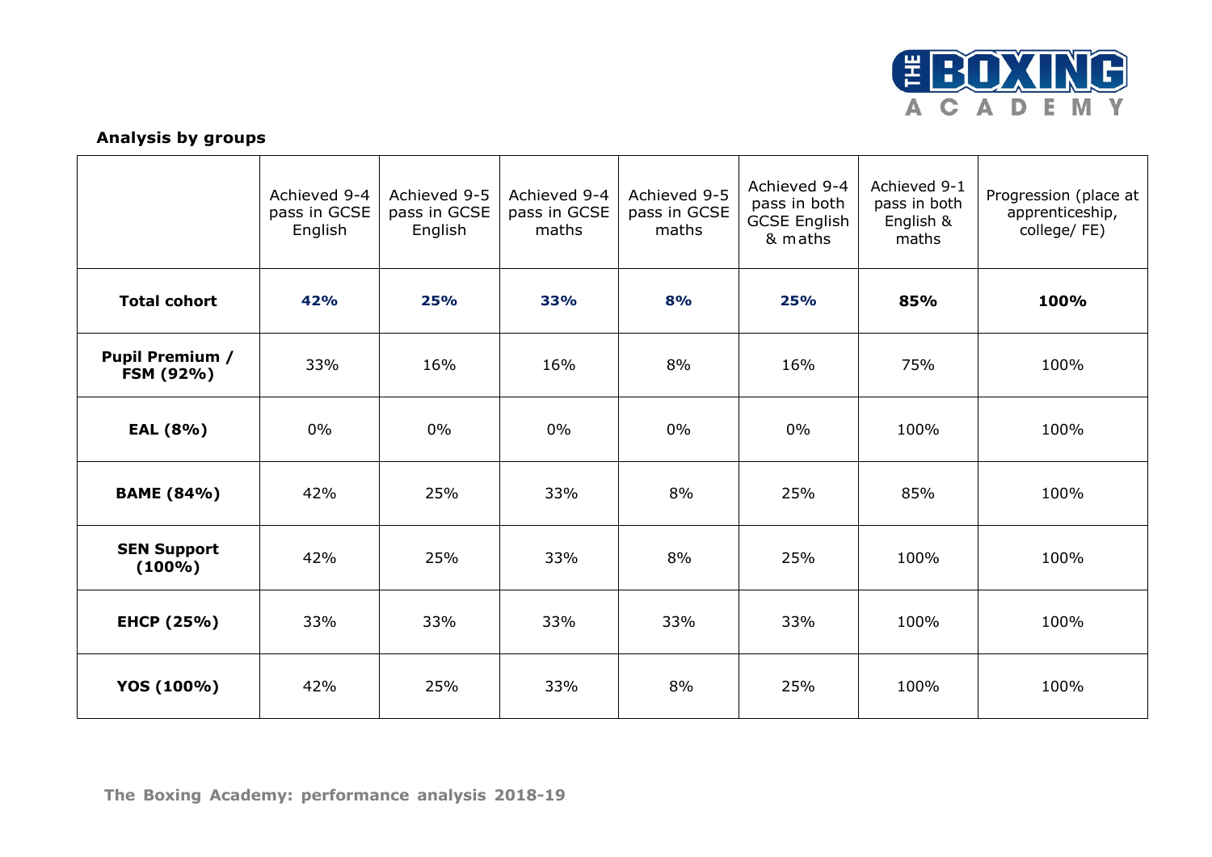**Analysis by groups**

| | Achieved 9-4 pass in GCSE English | Achieved 9-5 pass in GCSE English | Achieved 9-4 pass in GCSE maths | Achieved 9-5 pass in GCSE maths | Achieved 9-4 pass in both GCSE English & maths | Achieved 9-1 pass in both English & maths | Progression (place at apprenticeship, college/ FE) |
|---|---|---|---|---|---|---|---|
| **Total cohort** | **42%** | **25%** | **33%** | **8%** | **25%** | **85%** | **100%** |
| **Pupil Premium / FSM (92%)** | 33% | 16% | 16% | 8% | 16% | 75% | 100% |
| **EAL (8%)** | 0% | 0% | 0% | 0% | 0% | 100% | 100% |
| **BAME (84%)** | 42% | 25% | 33% | 8% | 25% | 85% | 100% |
| **SEN Support (100%)** | 42% | 25% | 33% | 8% | 25% | 100% | 100% |
| **EHCP (25%)** | 33% | 33% | 33% | 33% | 33% | 100% | 100% |
| **YOS (100%)** | 42% | 25% | 33% | 8% | 25% | 100% | 100% |